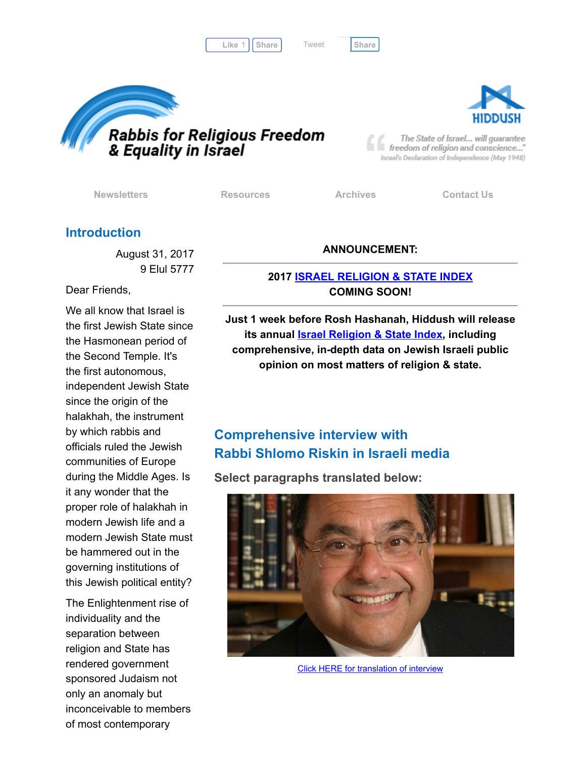Like 1 Share Tweet Share

# Rabbis for Religious Freedom & Equality in Israel

HIDDUSH

"The State of Israel... will guarantee freedom of religion and conscience..."
Israel's Declaration of Independence (May 1948)

Newsletters | Resources | Archives | Contact Us

## Introduction

August 31, 2017
9 Elul 5777

Dear Friends,

We all know that Israel is the first Jewish State since the Hasmonean period of the Second Temple. It's the first autonomous, independent Jewish State since the origin of the halakhah, the instrument by which rabbis and officials ruled the Jewish communities of Europe during the Middle Ages. Is it any wonder that the proper role of halakhah in modern Jewish life and a modern Jewish State must be hammered out in the governing institutions of this Jewish political entity?

The Enlightenment rise of individuality and the separation between religion and State has rendered government sponsored Judaism not only an anomaly but inconceivable to members of most contemporary

**ANNOUNCEMENT:**

**2017 [ISRAEL RELIGION & STATE INDEX](#) COMING SOON!**

**Just 1 week before Rosh Hashanah, Hiddush will release its annual [Israel Religion & State Index](#), including comprehensive, in-depth data on Jewish Israeli public opinion on most matters of religion & state.**

## Comprehensive interview with Rabbi Shlomo Riskin in Israeli media

**Select paragraphs translated below:**

[Click HERE for translation of interview](#)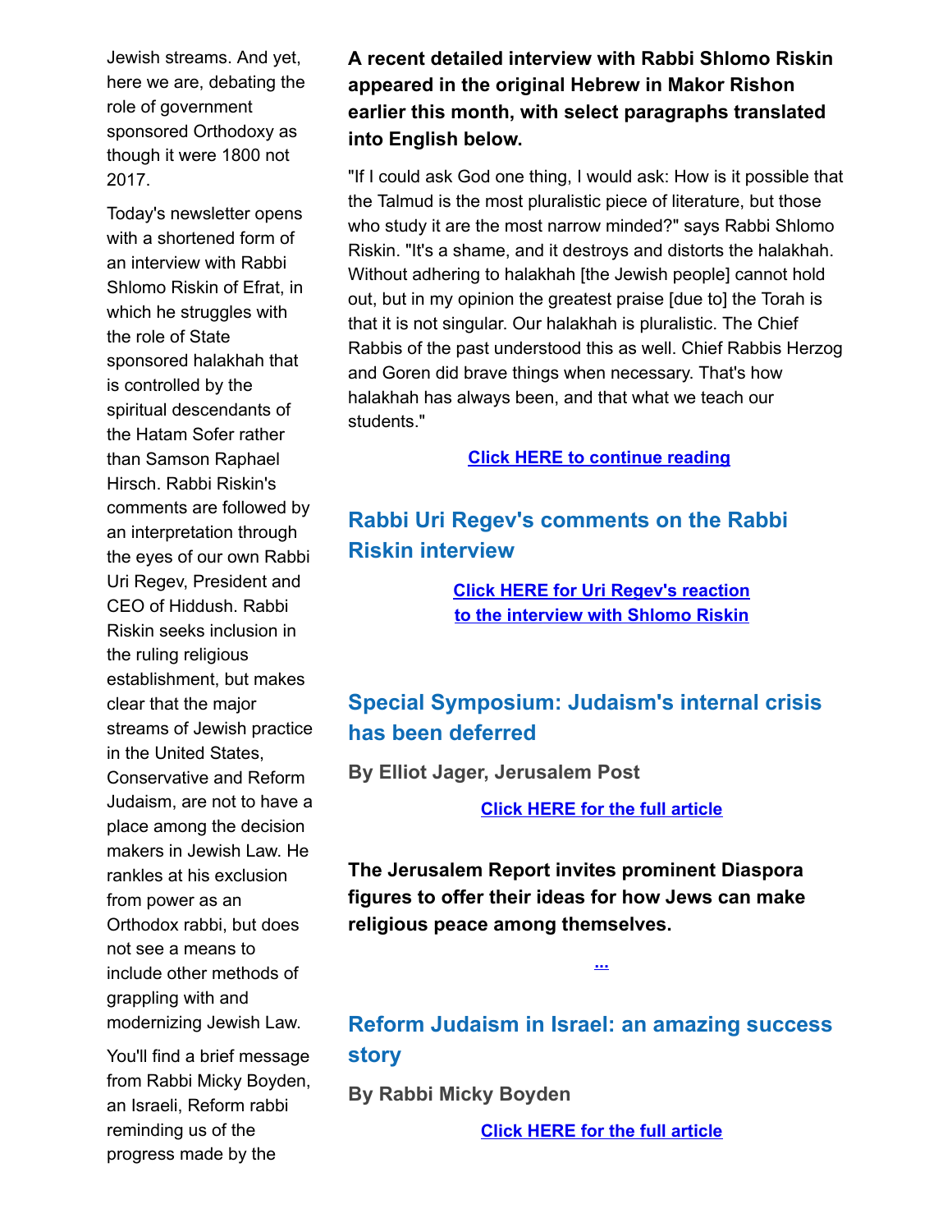Jewish streams. And yet, here we are, debating the role of government sponsored Orthodoxy as though it were 1800 not 2017.

Today's newsletter opens with a shortened form of an interview with Rabbi Shlomo Riskin of Efrat, in which he struggles with the role of State sponsored halakhah that is controlled by the spiritual descendants of the Hatam Sofer rather than Samson Raphael Hirsch. Rabbi Riskin's comments are followed by an interpretation through the eyes of our own Rabbi Uri Regev, President and CEO of Hiddush. Rabbi Riskin seeks inclusion in the ruling religious establishment, but makes clear that the major streams of Jewish practice in the United States, Conservative and Reform Judaism, are not to have a place among the decision makers in Jewish Law. He rankles at his exclusion from power as an Orthodox rabbi, but does not see a means to include other methods of grappling with and modernizing Jewish Law.

You'll find a brief message from Rabbi Micky Boyden, an Israeli, Reform rabbi reminding us of the progress made by the

**A recent detailed interview with Rabbi Shlomo Riskin appeared in the original Hebrew in Makor Rishon earlier this month, with select paragraphs translated into English below.**

"If I could ask God one thing, I would ask: How is it possible that the Talmud is the most pluralistic piece of literature, but those who study it are the most narrow minded?" says Rabbi Shlomo Riskin. "It's a shame, and it destroys and distorts the halakhah. Without adhering to halakhah [the Jewish people] cannot hold out, but in my opinion the greatest praise [due to] the Torah is that it is not singular. Our halakhah is pluralistic. The Chief Rabbis of the past understood this as well. Chief Rabbis Herzog and Goren did brave things when necessary. That's how halakhah has always been, and that what we teach our students."

**Click HERE to continue reading**

## Rabbi Uri Regev's comments on the Rabbi Riskin interview

**Click HERE for Uri Regev's reaction to the interview with Shlomo Riskin**

## Special Symposium: Judaism's internal crisis has been deferred

**By Elliot Jager, Jerusalem Post**

**Click HERE for the full article**

**The Jerusalem Report invites prominent Diaspora figures to offer their ideas for how Jews can make religious peace among themselves.**

...

## Reform Judaism in Israel: an amazing success story

**By Rabbi Micky Boyden**

**Click HERE for the full article**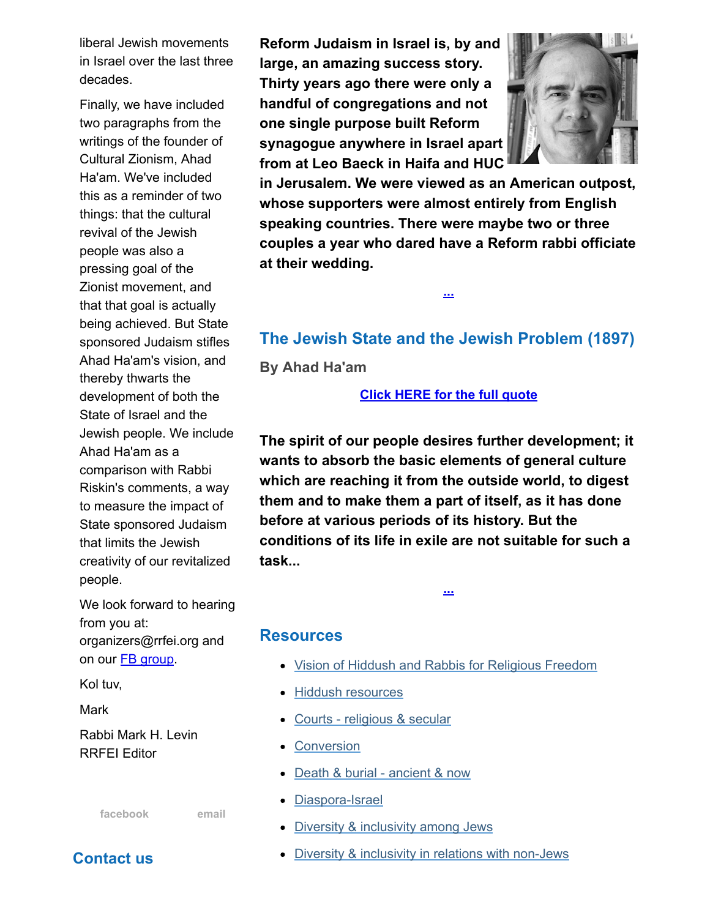liberal Jewish movements in Israel over the last three decades.

Finally, we have included two paragraphs from the writings of the founder of Cultural Zionism, Ahad Ha'am. We've included this as a reminder of two things: that the cultural revival of the Jewish people was also a pressing goal of the Zionist movement, and that that goal is actually being achieved. But State sponsored Judaism stifles Ahad Ha'am's vision, and thereby thwarts the development of both the State of Israel and the Jewish people. We include Ahad Ha'am as a comparison with Rabbi Riskin's comments, a way to measure the impact of State sponsored Judaism that limits the Jewish creativity of our revitalized people.

We look forward to hearing from you at: organizers@rrfei.org and on our FB group.

Kol tuv,

Mark

Rabbi Mark H. Levin
RRFEI Editor

facebook email

## Contact us

**Reform Judaism in Israel is, by and large, an amazing success story. Thirty years ago there were only a handful of congregations and not one single purpose built Reform synagogue anywhere in Israel apart from at Leo Baeck in Haifa and HUC in Jerusalem. We were viewed as an American outpost, whose supporters were almost entirely from English speaking countries. There were maybe two or three couples a year who dared have a Reform rabbi officiate at their wedding.**

...

## The Jewish State and the Jewish Problem (1897)

### By Ahad Ha'am

Click HERE for the full quote

**The spirit of our people desires further development; it wants to absorb the basic elements of general culture which are reaching it from the outside world, to digest them and to make them a part of itself, as it has done before at various periods of its history. But the conditions of its life in exile are not suitable for such a task...**

...

## Resources

- Vision of Hiddush and Rabbis for Religious Freedom
- Hiddush resources
- Courts - religious & secular
- Conversion
- Death & burial - ancient & now
- Diaspora-Israel
- Diversity & inclusivity among Jews
- Diversity & inclusivity in relations with non-Jews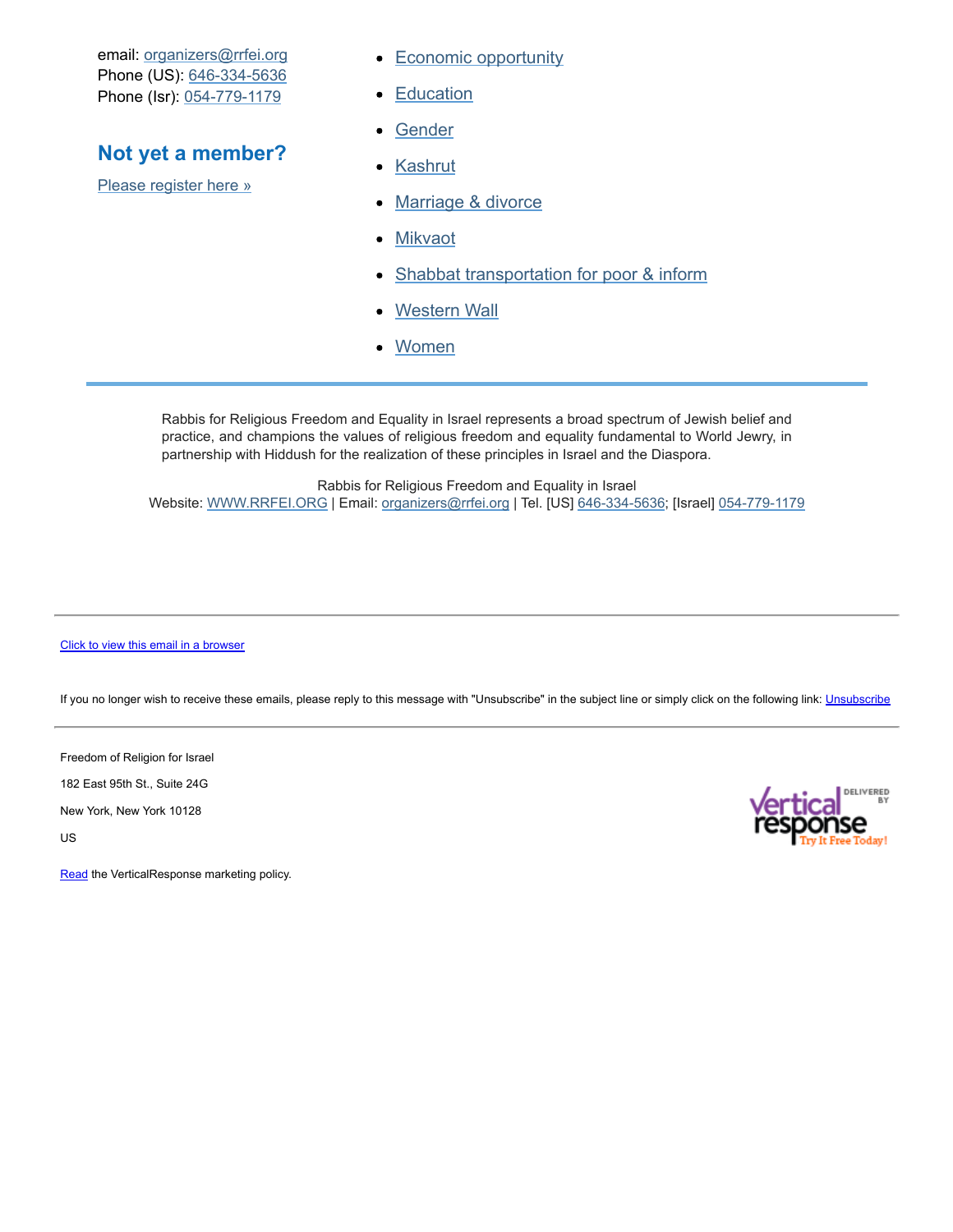email: organizers@rrfei.org
Phone (US): 646-334-5636
Phone (Isr): 054-779-1179

## Not yet a member?

Please register here »

- Economic opportunity
- Education
- Gender
- Kashrut
- Marriage & divorce
- Mikvaot
- Shabbat transportation for poor & inform
- Western Wall
- Women

---

Rabbis for Religious Freedom and Equality in Israel represents a broad spectrum of Jewish belief and practice, and champions the values of religious freedom and equality fundamental to World Jewry, in partnership with Hiddush for the realization of these principles in Israel and the Diaspora.

Rabbis for Religious Freedom and Equality in Israel
Website: WWW.RRFEI.ORG | Email: organizers@rrfei.org | Tel. [US] 646-334-5636; [Israel] 054-779-1179

---

Click to view this email in a browser

If you no longer wish to receive these emails, please reply to this message with "Unsubscribe" in the subject line or simply click on the following link: Unsubscribe

---

Freedom of Religion for Israel

182 East 95th St., Suite 24G

New York, New York 10128

US

Vertical response DELIVERED BY Try It Free Today!

Read the VerticalResponse marketing policy.